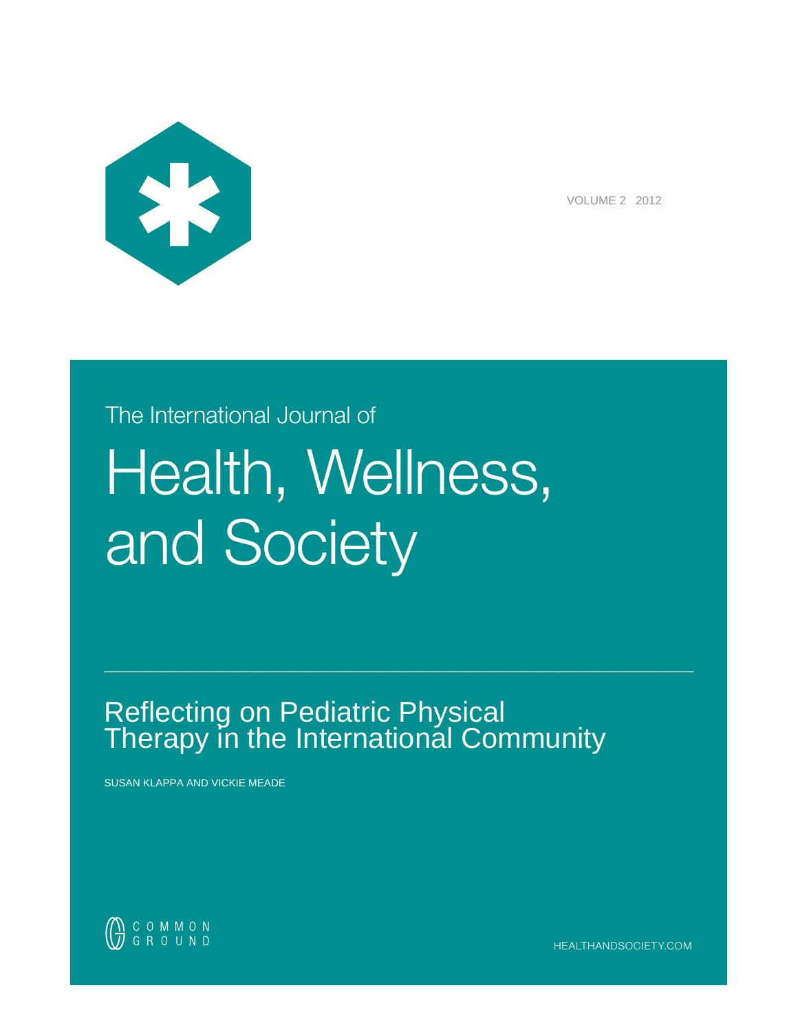VOLUME 2 2012

The International Journal of

# Health, Wellness, and Society

---

## Reflecting on Pediatric Physical Therapy in the International Community

SUSAN KLAPPA AND VICKIE MEADE

COMMON GROUND

HEALTHANDSOCIETY.COM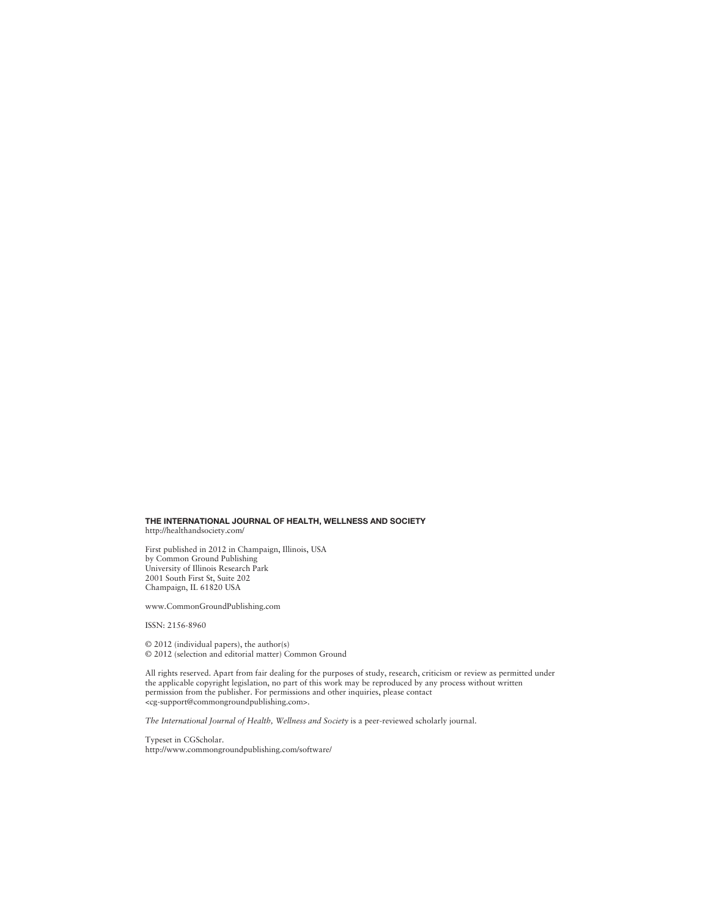**THE INTERNATIONAL JOURNAL OF HEALTH, WELLNESS AND SOCIETY**
http://healthandsociety.com/

First published in 2012 in Champaign, Illinois, USA
by Common Ground Publishing
University of Illinois Research Park
2001 South First St, Suite 202
Champaign, IL 61820 USA

www.CommonGroundPublishing.com

ISSN: 2156-8960

© 2012 (individual papers), the author(s)
© 2012 (selection and editorial matter) Common Ground

All rights reserved. Apart from fair dealing for the purposes of study, research, criticism or review as permitted under the applicable copyright legislation, no part of this work may be reproduced by any process without written permission from the publisher. For permissions and other inquiries, please contact <cg-support@commongroundpublishing.com>.

*The International Journal of Health, Wellness and Society* is a peer-reviewed scholarly journal.

Typeset in CGScholar.
http://www.commongroundpublishing.com/software/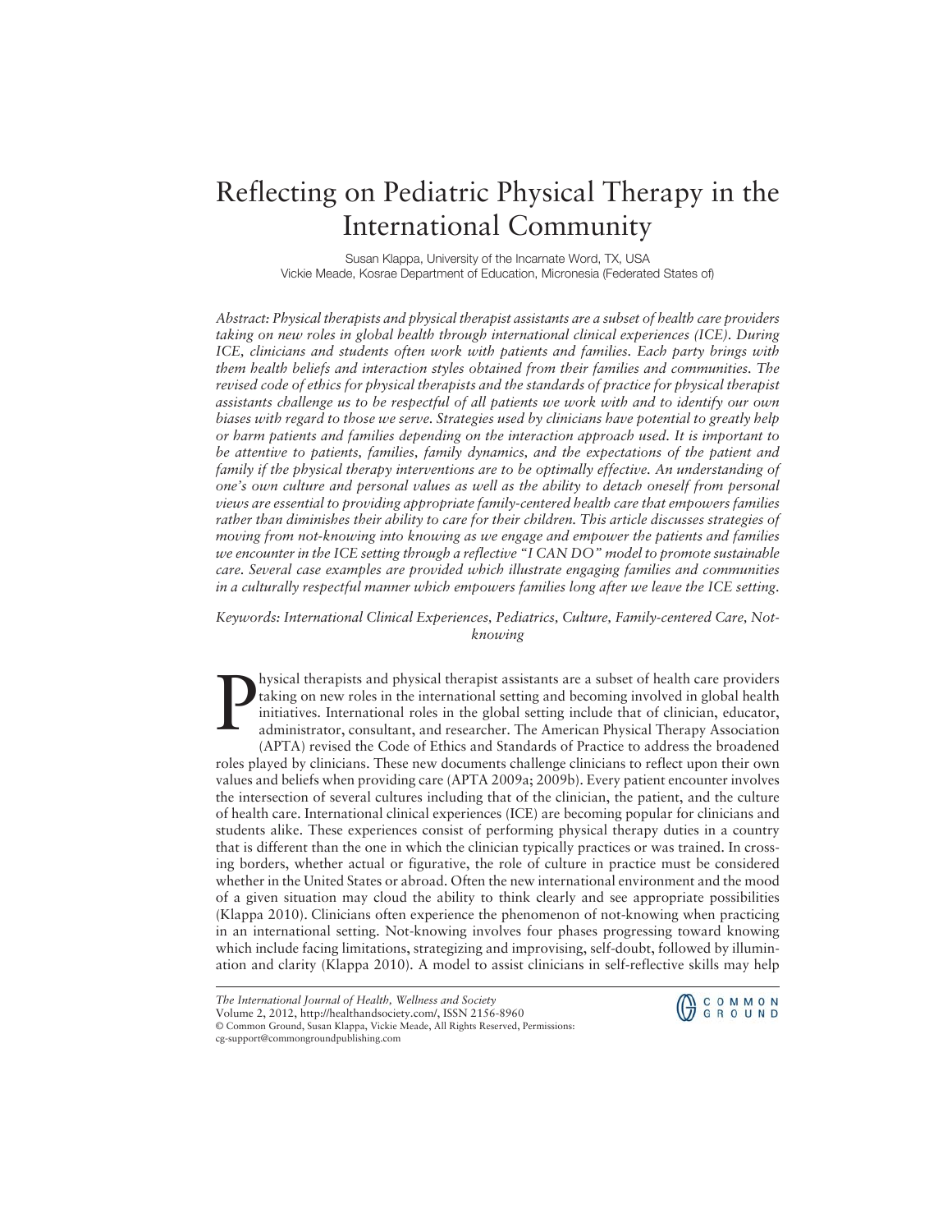// Reflecting on Pediatric Physical Therapy in the International Community

Susan Klappa, University of the Incarnate Word, TX, USA
Vickie Meade, Kosrae Department of Education, Micronesia (Federated States of)

*Abstract: Physical therapists and physical therapist assistants are a subset of health care providers taking on new roles in global health through international clinical experiences (ICE). During ICE, clinicians and students often work with patients and families. Each party brings with them health beliefs and interaction styles obtained from their families and communities. The revised code of ethics for physical therapists and the standards of practice for physical therapist assistants challenge us to be respectful of all patients we work with and to identify our own biases with regard to those we serve. Strategies used by clinicians have potential to greatly help or harm patients and families depending on the interaction approach used. It is important to be attentive to patients, families, family dynamics, and the expectations of the patient and family if the physical therapy interventions are to be optimally effective. An understanding of one's own culture and personal values as well as the ability to detach oneself from personal views are essential to providing appropriate family-centered health care that empowers families rather than diminishes their ability to care for their children. This article discusses strategies of moving from not-knowing into knowing as we engage and empower the patients and families we encounter in the ICE setting through a reflective "I CAN DO" model to promote sustainable care. Several case examples are provided which illustrate engaging families and communities in a culturally respectful manner which empowers families long after we leave the ICE setting.*

*Keywords: International Clinical Experiences, Pediatrics, Culture, Family-centered Care, Not-knowing*

Physical therapists and physical therapist assistants are a subset of health care providers taking on new roles in the international setting and becoming involved in global health initiatives. International roles in the global setting include that of clinician, educator, administrator, consultant, and researcher. The American Physical Therapy Association (APTA) revised the Code of Ethics and Standards of Practice to address the broadened roles played by clinicians. These new documents challenge clinicians to reflect upon their own values and beliefs when providing care (APTA 2009a; 2009b). Every patient encounter involves the intersection of several cultures including that of the clinician, the patient, and the culture of health care. International clinical experiences (ICE) are becoming popular for clinicians and students alike. These experiences consist of performing physical therapy duties in a country that is different than the one in which the clinician typically practices or was trained. In crossing borders, whether actual or figurative, the role of culture in practice must be considered whether in the United States or abroad. Often the new international environment and the mood of a given situation may cloud the ability to think clearly and see appropriate possibilities (Klappa 2010). Clinicians often experience the phenomenon of not-knowing when practicing in an international setting. Not-knowing involves four phases progressing toward knowing which include facing limitations, strategizing and improvising, self-doubt, followed by illumination and clarity (Klappa 2010). A model to assist clinicians in self-reflective skills may help

*The International Journal of Health, Wellness and Society*
Volume 2, 2012, http://healthandsociety.com/, ISSN 2156-8960
© Common Ground, Susan Klappa, Vickie Meade, All Rights Reserved, Permissions:
cg-support@commongroundpublishing.com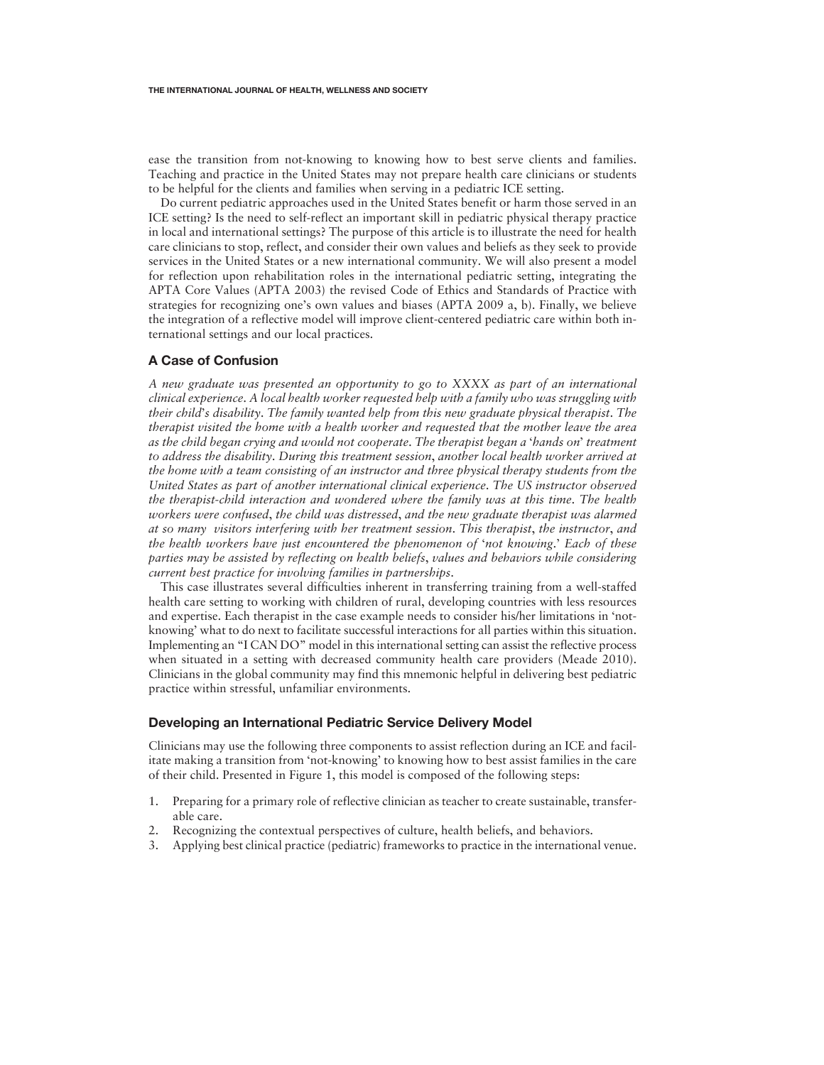ease the transition from not-knowing to knowing how to best serve clients and families. Teaching and practice in the United States may not prepare health care clinicians or students to be helpful for the clients and families when serving in a pediatric ICE setting.

Do current pediatric approaches used in the United States benefit or harm those served in an ICE setting? Is the need to self-reflect an important skill in pediatric physical therapy practice in local and international settings? The purpose of this article is to illustrate the need for health care clinicians to stop, reflect, and consider their own values and beliefs as they seek to provide services in the United States or a new international community. We will also present a model for reflection upon rehabilitation roles in the international pediatric setting, integrating the APTA Core Values (APTA 2003) the revised Code of Ethics and Standards of Practice with strategies for recognizing one's own values and biases (APTA 2009 a, b). Finally, we believe the integration of a reflective model will improve client-centered pediatric care within both international settings and our local practices.

## A Case of Confusion

*A new graduate was presented an opportunity to go to XXXX as part of an international clinical experience. A local health worker requested help with a family who was struggling with their child's disability. The family wanted help from this new graduate physical therapist. The therapist visited the home with a health worker and requested that the mother leave the area as the child began crying and would not cooperate. The therapist began a 'hands on' treatment to address the disability. During this treatment session, another local health worker arrived at the home with a team consisting of an instructor and three physical therapy students from the United States as part of another international clinical experience. The US instructor observed the therapist-child interaction and wondered where the family was at this time. The health workers were confused, the child was distressed, and the new graduate therapist was alarmed at so many visitors interfering with her treatment session. This therapist, the instructor, and the health workers have just encountered the phenomenon of 'not knowing.' Each of these parties may be assisted by reflecting on health beliefs, values and behaviors while considering current best practice for involving families in partnerships.*

This case illustrates several difficulties inherent in transferring training from a well-staffed health care setting to working with children of rural, developing countries with less resources and expertise. Each therapist in the case example needs to consider his/her limitations in 'not-knowing' what to do next to facilitate successful interactions for all parties within this situation. Implementing an "I CAN DO" model in this international setting can assist the reflective process when situated in a setting with decreased community health care providers (Meade 2010). Clinicians in the global community may find this mnemonic helpful in delivering best pediatric practice within stressful, unfamiliar environments.

## Developing an International Pediatric Service Delivery Model

Clinicians may use the following three components to assist reflection during an ICE and facilitate making a transition from 'not-knowing' to knowing how to best assist families in the care of their child. Presented in Figure 1, this model is composed of the following steps:

1. Preparing for a primary role of reflective clinician as teacher to create sustainable, transferable care.
2. Recognizing the contextual perspectives of culture, health beliefs, and behaviors.
3. Applying best clinical practice (pediatric) frameworks to practice in the international venue.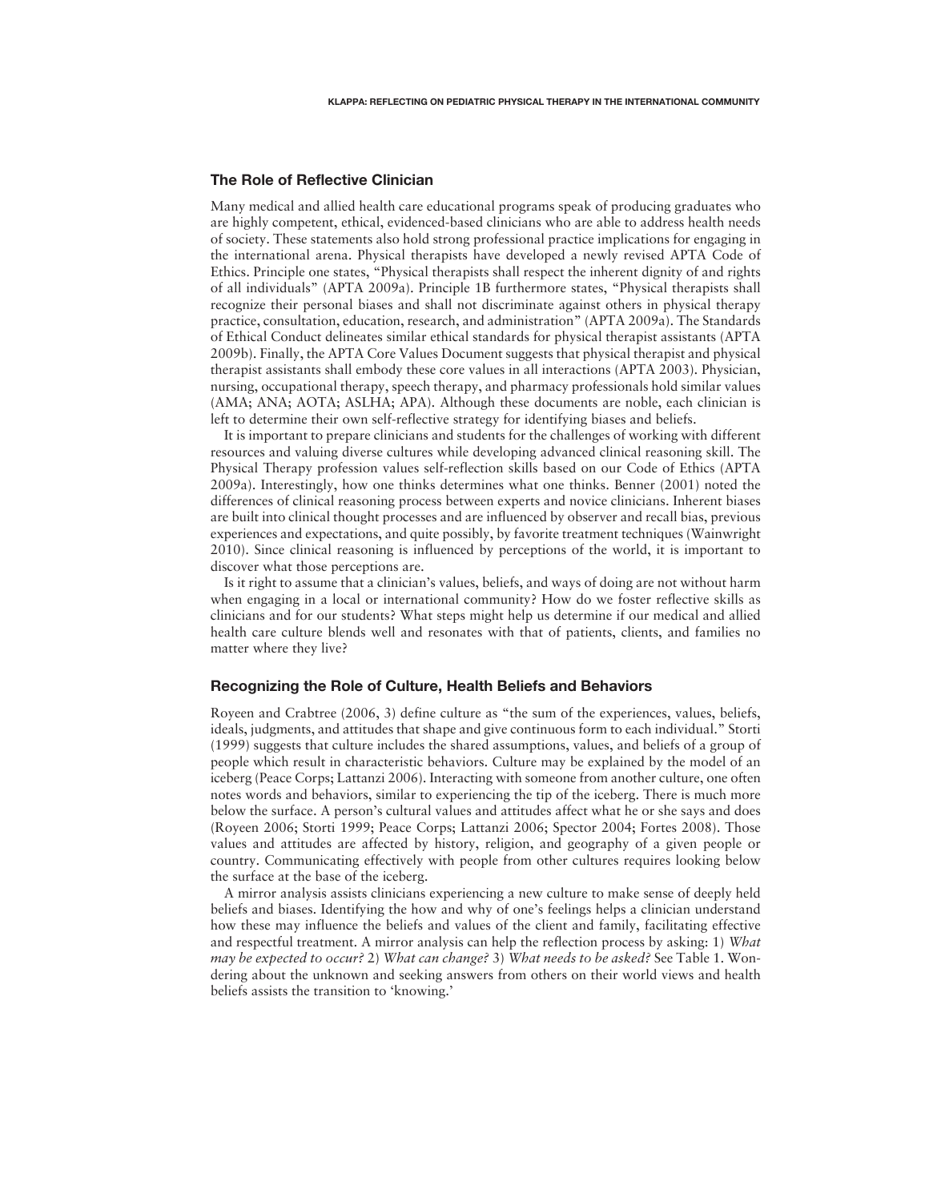## The Role of Reflective Clinician

Many medical and allied health care educational programs speak of producing graduates who are highly competent, ethical, evidenced-based clinicians who are able to address health needs of society. These statements also hold strong professional practice implications for engaging in the international arena. Physical therapists have developed a newly revised APTA Code of Ethics. Principle one states, "Physical therapists shall respect the inherent dignity of and rights of all individuals" (APTA 2009a). Principle 1B furthermore states, "Physical therapists shall recognize their personal biases and shall not discriminate against others in physical therapy practice, consultation, education, research, and administration" (APTA 2009a). The Standards of Ethical Conduct delineates similar ethical standards for physical therapist assistants (APTA 2009b). Finally, the APTA Core Values Document suggests that physical therapist and physical therapist assistants shall embody these core values in all interactions (APTA 2003). Physician, nursing, occupational therapy, speech therapy, and pharmacy professionals hold similar values (AMA; ANA; AOTA; ASLHA; APA). Although these documents are noble, each clinician is left to determine their own self-reflective strategy for identifying biases and beliefs.

It is important to prepare clinicians and students for the challenges of working with different resources and valuing diverse cultures while developing advanced clinical reasoning skill. The Physical Therapy profession values self-reflection skills based on our Code of Ethics (APTA 2009a). Interestingly, how one thinks determines what one thinks. Benner (2001) noted the differences of clinical reasoning process between experts and novice clinicians. Inherent biases are built into clinical thought processes and are influenced by observer and recall bias, previous experiences and expectations, and quite possibly, by favorite treatment techniques (Wainwright 2010). Since clinical reasoning is influenced by perceptions of the world, it is important to discover what those perceptions are.

Is it right to assume that a clinician's values, beliefs, and ways of doing are not without harm when engaging in a local or international community? How do we foster reflective skills as clinicians and for our students? What steps might help us determine if our medical and allied health care culture blends well and resonates with that of patients, clients, and families no matter where they live?

## Recognizing the Role of Culture, Health Beliefs and Behaviors

Royeen and Crabtree (2006, 3) define culture as "the sum of the experiences, values, beliefs, ideals, judgments, and attitudes that shape and give continuous form to each individual." Storti (1999) suggests that culture includes the shared assumptions, values, and beliefs of a group of people which result in characteristic behaviors. Culture may be explained by the model of an iceberg (Peace Corps; Lattanzi 2006). Interacting with someone from another culture, one often notes words and behaviors, similar to experiencing the tip of the iceberg. There is much more below the surface. A person's cultural values and attitudes affect what he or she says and does (Royeen 2006; Storti 1999; Peace Corps; Lattanzi 2006; Spector 2004; Fortes 2008). Those values and attitudes are affected by history, religion, and geography of a given people or country. Communicating effectively with people from other cultures requires looking below the surface at the base of the iceberg.

A mirror analysis assists clinicians experiencing a new culture to make sense of deeply held beliefs and biases. Identifying the how and why of one's feelings helps a clinician understand how these may influence the beliefs and values of the client and family, facilitating effective and respectful treatment. A mirror analysis can help the reflection process by asking: 1) *What may be expected to occur?* 2) *What can change?* 3) *What needs to be asked?* See Table 1. Wondering about the unknown and seeking answers from others on their world views and health beliefs assists the transition to 'knowing.'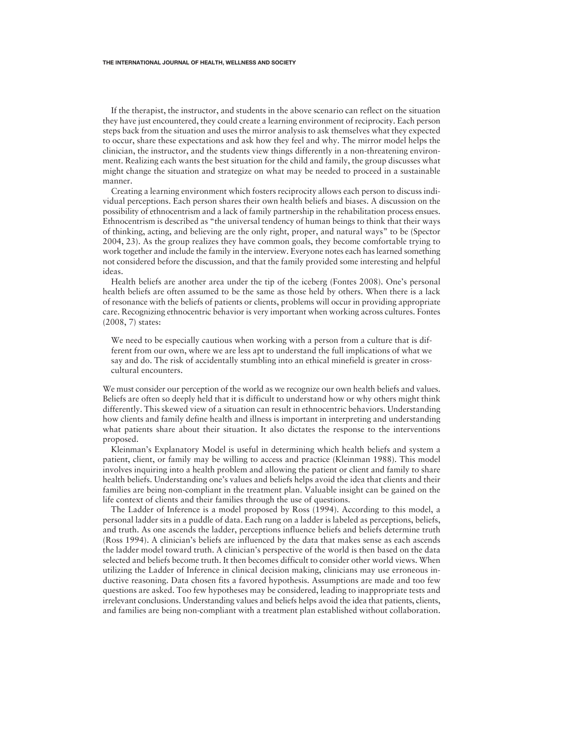If the therapist, the instructor, and students in the above scenario can reflect on the situation they have just encountered, they could create a learning environment of reciprocity. Each person steps back from the situation and uses the mirror analysis to ask themselves what they expected to occur, share these expectations and ask how they feel and why. The mirror model helps the clinician, the instructor, and the students view things differently in a non-threatening environment. Realizing each wants the best situation for the child and family, the group discusses what might change the situation and strategize on what may be needed to proceed in a sustainable manner.

Creating a learning environment which fosters reciprocity allows each person to discuss individual perceptions. Each person shares their own health beliefs and biases. A discussion on the possibility of ethnocentrism and a lack of family partnership in the rehabilitation process ensues. Ethnocentrism is described as "the universal tendency of human beings to think that their ways of thinking, acting, and believing are the only right, proper, and natural ways" to be (Spector 2004, 23). As the group realizes they have common goals, they become comfortable trying to work together and include the family in the interview. Everyone notes each has learned something not considered before the discussion, and that the family provided some interesting and helpful ideas.

Health beliefs are another area under the tip of the iceberg (Fontes 2008). One's personal health beliefs are often assumed to be the same as those held by others. When there is a lack of resonance with the beliefs of patients or clients, problems will occur in providing appropriate care. Recognizing ethnocentric behavior is very important when working across cultures. Fontes (2008, 7) states:

> We need to be especially cautious when working with a person from a culture that is different from our own, where we are less apt to understand the full implications of what we say and do. The risk of accidentally stumbling into an ethical minefield is greater in cross-cultural encounters.

We must consider our perception of the world as we recognize our own health beliefs and values. Beliefs are often so deeply held that it is difficult to understand how or why others might think differently. This skewed view of a situation can result in ethnocentric behaviors. Understanding how clients and family define health and illness is important in interpreting and understanding what patients share about their situation. It also dictates the response to the interventions proposed.

Kleinman's Explanatory Model is useful in determining which health beliefs and system a patient, client, or family may be willing to access and practice (Kleinman 1988). This model involves inquiring into a health problem and allowing the patient or client and family to share health beliefs. Understanding one's values and beliefs helps avoid the idea that clients and their families are being non-compliant in the treatment plan. Valuable insight can be gained on the life context of clients and their families through the use of questions.

The Ladder of Inference is a model proposed by Ross (1994). According to this model, a personal ladder sits in a puddle of data. Each rung on a ladder is labeled as perceptions, beliefs, and truth. As one ascends the ladder, perceptions influence beliefs and beliefs determine truth (Ross 1994). A clinician's beliefs are influenced by the data that makes sense as each ascends the ladder model toward truth. A clinician's perspective of the world is then based on the data selected and beliefs become truth. It then becomes difficult to consider other world views. When utilizing the Ladder of Inference in clinical decision making, clinicians may use erroneous inductive reasoning. Data chosen fits a favored hypothesis. Assumptions are made and too few questions are asked. Too few hypotheses may be considered, leading to inappropriate tests and irrelevant conclusions. Understanding values and beliefs helps avoid the idea that patients, clients, and families are being non-compliant with a treatment plan established without collaboration.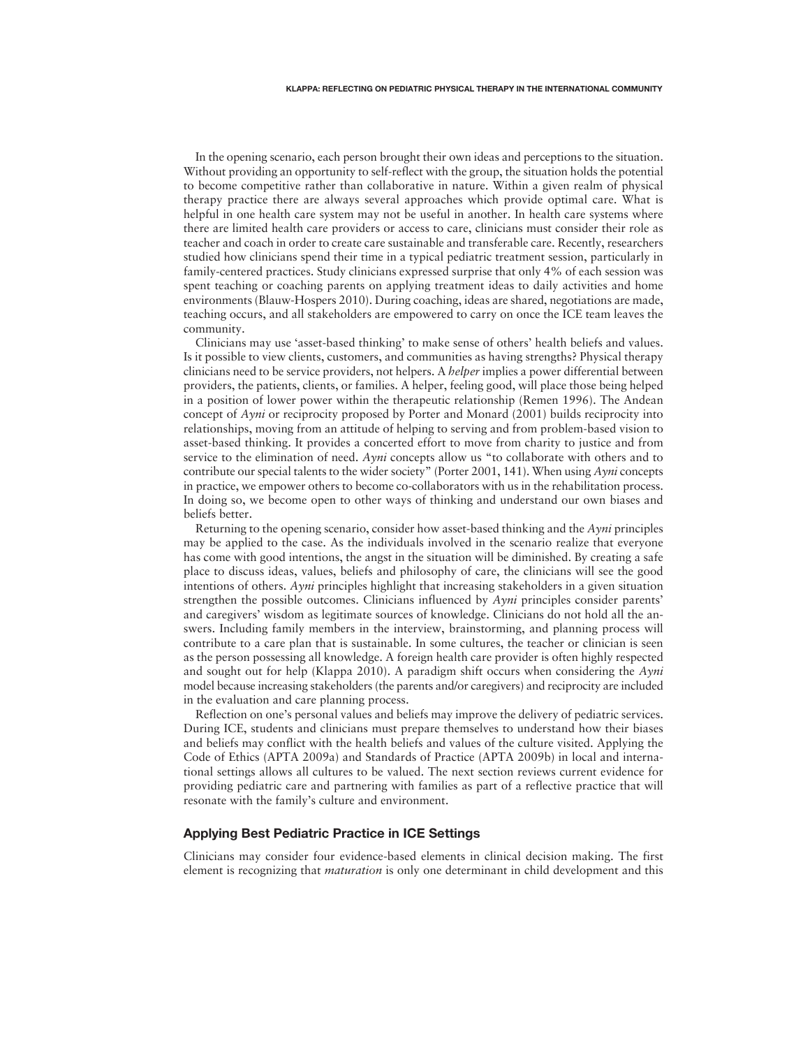In the opening scenario, each person brought their own ideas and perceptions to the situation. Without providing an opportunity to self-reflect with the group, the situation holds the potential to become competitive rather than collaborative in nature. Within a given realm of physical therapy practice there are always several approaches which provide optimal care. What is helpful in one health care system may not be useful in another. In health care systems where there are limited health care providers or access to care, clinicians must consider their role as teacher and coach in order to create care sustainable and transferable care. Recently, researchers studied how clinicians spend their time in a typical pediatric treatment session, particularly in family-centered practices. Study clinicians expressed surprise that only 4% of each session was spent teaching or coaching parents on applying treatment ideas to daily activities and home environments (Blauw-Hospers 2010). During coaching, ideas are shared, negotiations are made, teaching occurs, and all stakeholders are empowered to carry on once the ICE team leaves the community.

Clinicians may use 'asset-based thinking' to make sense of others' health beliefs and values. Is it possible to view clients, customers, and communities as having strengths? Physical therapy clinicians need to be service providers, not helpers. A *helper* implies a power differential between providers, the patients, clients, or families. A helper, feeling good, will place those being helped in a position of lower power within the therapeutic relationship (Remen 1996). The Andean concept of *Ayni* or reciprocity proposed by Porter and Monard (2001) builds reciprocity into relationships, moving from an attitude of helping to serving and from problem-based vision to asset-based thinking. It provides a concerted effort to move from charity to justice and from service to the elimination of need. *Ayni* concepts allow us "to collaborate with others and to contribute our special talents to the wider society" (Porter 2001, 141). When using *Ayni* concepts in practice, we empower others to become co-collaborators with us in the rehabilitation process. In doing so, we become open to other ways of thinking and understand our own biases and beliefs better.

Returning to the opening scenario, consider how asset-based thinking and the *Ayni* principles may be applied to the case. As the individuals involved in the scenario realize that everyone has come with good intentions, the angst in the situation will be diminished. By creating a safe place to discuss ideas, values, beliefs and philosophy of care, the clinicians will see the good intentions of others. *Ayni* principles highlight that increasing stakeholders in a given situation strengthen the possible outcomes. Clinicians influenced by *Ayni* principles consider parents' and caregivers' wisdom as legitimate sources of knowledge. Clinicians do not hold all the answers. Including family members in the interview, brainstorming, and planning process will contribute to a care plan that is sustainable. In some cultures, the teacher or clinician is seen as the person possessing all knowledge. A foreign health care provider is often highly respected and sought out for help (Klappa 2010). A paradigm shift occurs when considering the *Ayni* model because increasing stakeholders (the parents and/or caregivers) and reciprocity are included in the evaluation and care planning process.

Reflection on one's personal values and beliefs may improve the delivery of pediatric services. During ICE, students and clinicians must prepare themselves to understand how their biases and beliefs may conflict with the health beliefs and values of the culture visited. Applying the Code of Ethics (APTA 2009a) and Standards of Practice (APTA 2009b) in local and international settings allows all cultures to be valued. The next section reviews current evidence for providing pediatric care and partnering with families as part of a reflective practice that will resonate with the family's culture and environment.

### Applying Best Pediatric Practice in ICE Settings

Clinicians may consider four evidence-based elements in clinical decision making. The first element is recognizing that *maturation* is only one determinant in child development and this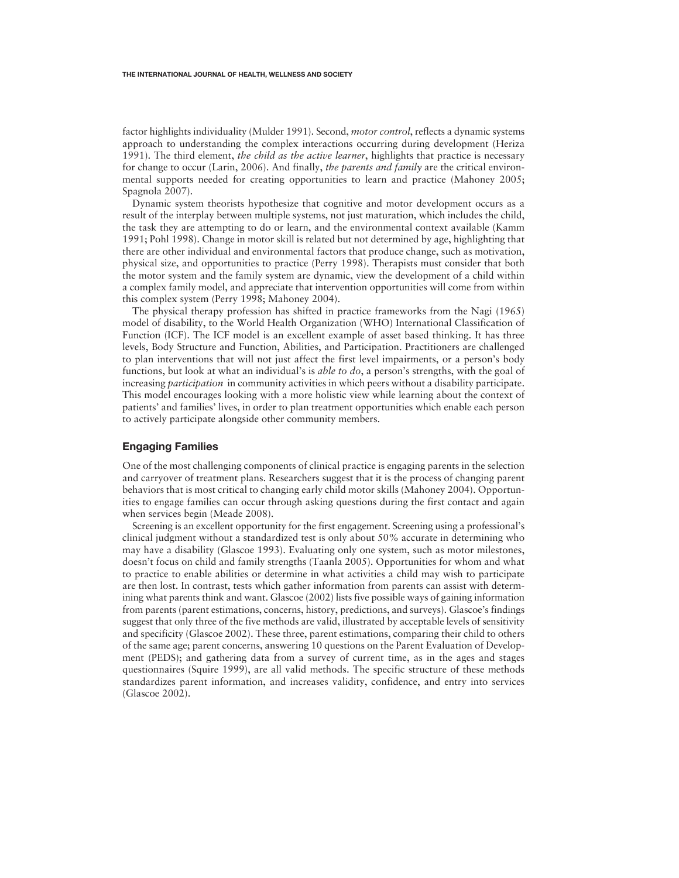factor highlights individuality (Mulder 1991). Second, *motor control*, reflects a dynamic systems approach to understanding the complex interactions occurring during development (Heriza 1991). The third element, *the child as the active learner*, highlights that practice is necessary for change to occur (Larin, 2006). And finally, *the parents and family* are the critical environmental supports needed for creating opportunities to learn and practice (Mahoney 2005; Spagnola 2007).

Dynamic system theorists hypothesize that cognitive and motor development occurs as a result of the interplay between multiple systems, not just maturation, which includes the child, the task they are attempting to do or learn, and the environmental context available (Kamm 1991; Pohl 1998). Change in motor skill is related but not determined by age, highlighting that there are other individual and environmental factors that produce change, such as motivation, physical size, and opportunities to practice (Perry 1998). Therapists must consider that both the motor system and the family system are dynamic, view the development of a child within a complex family model, and appreciate that intervention opportunities will come from within this complex system (Perry 1998; Mahoney 2004).

The physical therapy profession has shifted in practice frameworks from the Nagi (1965) model of disability, to the World Health Organization (WHO) International Classification of Function (ICF). The ICF model is an excellent example of asset based thinking. It has three levels, Body Structure and Function, Abilities, and Participation. Practitioners are challenged to plan interventions that will not just affect the first level impairments, or a person's body functions, but look at what an individual's is *able to do*, a person's strengths, with the goal of increasing *participation* in community activities in which peers without a disability participate. This model encourages looking with a more holistic view while learning about the context of patients' and families' lives, in order to plan treatment opportunities which enable each person to actively participate alongside other community members.

## Engaging Families

One of the most challenging components of clinical practice is engaging parents in the selection and carryover of treatment plans. Researchers suggest that it is the process of changing parent behaviors that is most critical to changing early child motor skills (Mahoney 2004). Opportunities to engage families can occur through asking questions during the first contact and again when services begin (Meade 2008).

Screening is an excellent opportunity for the first engagement. Screening using a professional's clinical judgment without a standardized test is only about 50% accurate in determining who may have a disability (Glascoe 1993). Evaluating only one system, such as motor milestones, doesn't focus on child and family strengths (Taanla 2005). Opportunities for whom and what to practice to enable abilities or determine in what activities a child may wish to participate are then lost. In contrast, tests which gather information from parents can assist with determining what parents think and want. Glascoe (2002) lists five possible ways of gaining information from parents (parent estimations, concerns, history, predictions, and surveys). Glascoe's findings suggest that only three of the five methods are valid, illustrated by acceptable levels of sensitivity and specificity (Glascoe 2002). These three, parent estimations, comparing their child to others of the same age; parent concerns, answering 10 questions on the Parent Evaluation of Development (PEDS); and gathering data from a survey of current time, as in the ages and stages questionnaires (Squire 1999), are all valid methods. The specific structure of these methods standardizes parent information, and increases validity, confidence, and entry into services (Glascoe 2002).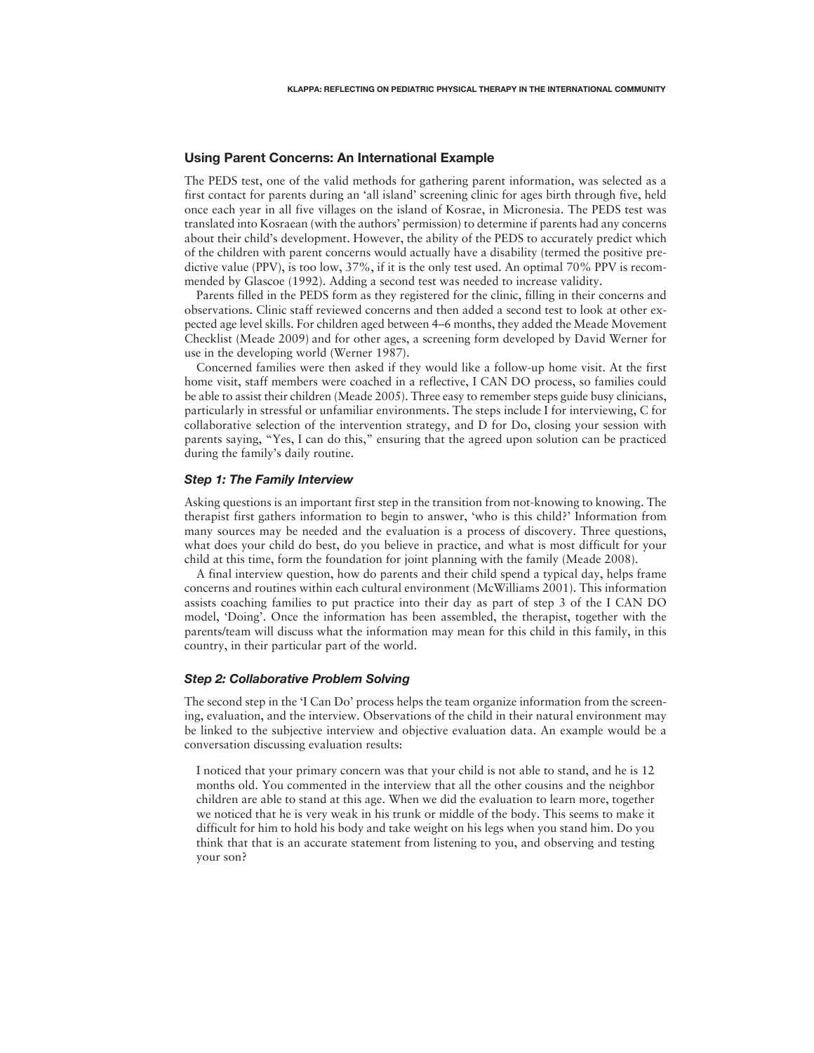## Using Parent Concerns: An International Example

The PEDS test, one of the valid methods for gathering parent information, was selected as a first contact for parents during an 'all island' screening clinic for ages birth through five, held once each year in all five villages on the island of Kosrae, in Micronesia. The PEDS test was translated into Kosraean (with the authors' permission) to determine if parents had any concerns about their child's development. However, the ability of the PEDS to accurately predict which of the children with parent concerns would actually have a disability (termed the positive predictive value (PPV), is too low, 37%, if it is the only test used. An optimal 70% PPV is recommended by Glascoe (1992). Adding a second test was needed to increase validity.

Parents filled in the PEDS form as they registered for the clinic, filling in their concerns and observations. Clinic staff reviewed concerns and then added a second test to look at other expected age level skills. For children aged between 4–6 months, they added the Meade Movement Checklist (Meade 2009) and for other ages, a screening form developed by David Werner for use in the developing world (Werner 1987).

Concerned families were then asked if they would like a follow-up home visit. At the first home visit, staff members were coached in a reflective, I CAN DO process, so families could be able to assist their children (Meade 2005). Three easy to remember steps guide busy clinicians, particularly in stressful or unfamiliar environments. The steps include I for interviewing, C for collaborative selection of the intervention strategy, and D for Do, closing your session with parents saying, "Yes, I can do this," ensuring that the agreed upon solution can be practiced during the family's daily routine.

### *Step 1: The Family Interview*

Asking questions is an important first step in the transition from not-knowing to knowing. The therapist first gathers information to begin to answer, 'who is this child?' Information from many sources may be needed and the evaluation is a process of discovery. Three questions, what does your child do best, do you believe in practice, and what is most difficult for your child at this time, form the foundation for joint planning with the family (Meade 2008).

A final interview question, how do parents and their child spend a typical day, helps frame concerns and routines within each cultural environment (McWilliams 2001). This information assists coaching families to put practice into their day as part of step 3 of the I CAN DO model, 'Doing'. Once the information has been assembled, the therapist, together with the parents/team will discuss what the information may mean for this child in this family, in this country, in their particular part of the world.

### *Step 2: Collaborative Problem Solving*

The second step in the 'I Can Do' process helps the team organize information from the screening, evaluation, and the interview. Observations of the child in their natural environment may be linked to the subjective interview and objective evaluation data. An example would be a conversation discussing evaluation results:

> I noticed that your primary concern was that your child is not able to stand, and he is 12 months old. You commented in the interview that all the other cousins and the neighbor children are able to stand at this age. When we did the evaluation to learn more, together we noticed that he is very weak in his trunk or middle of the body. This seems to make it difficult for him to hold his body and take weight on his legs when you stand him. Do you think that that is an accurate statement from listening to you, and observing and testing your son?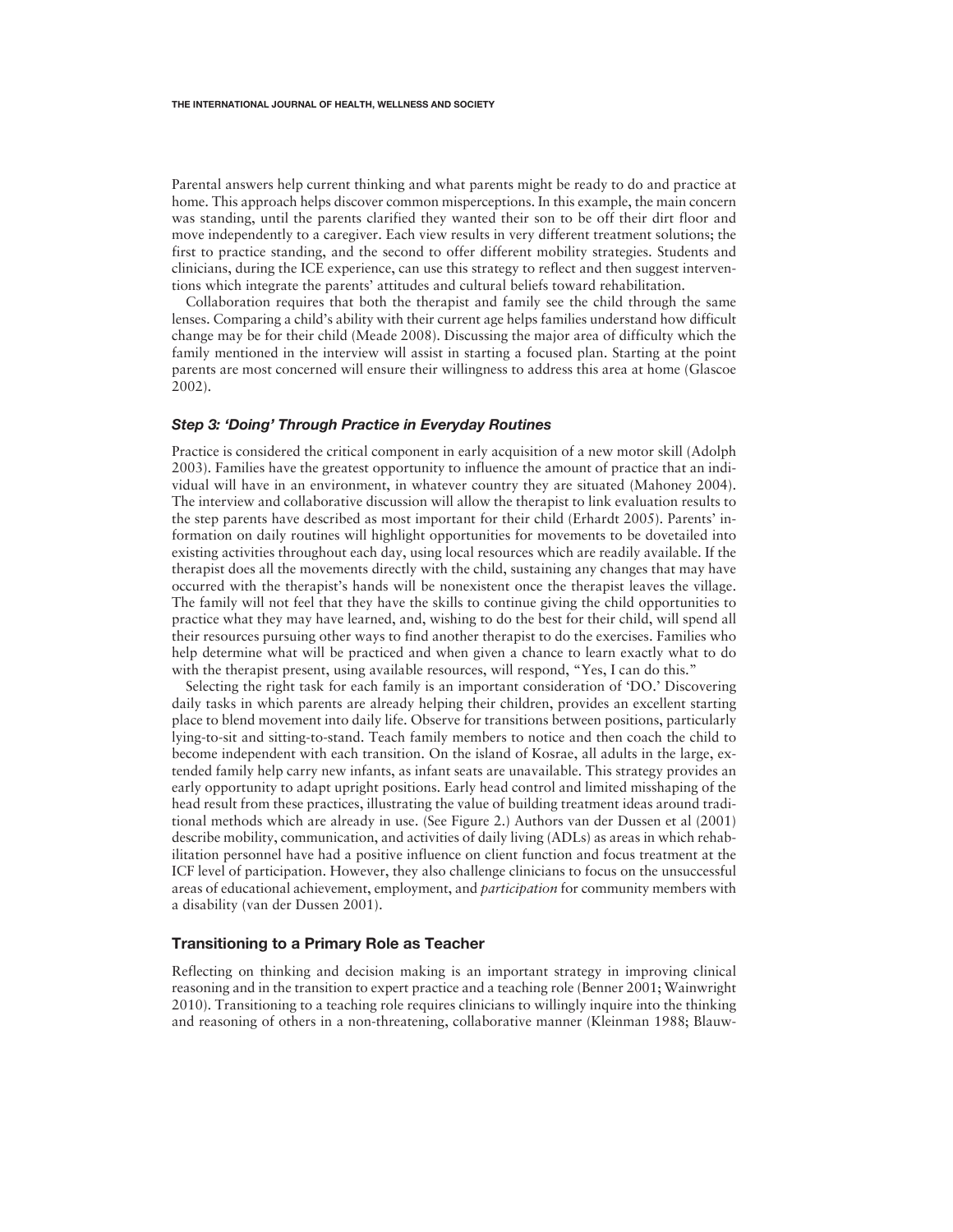Parental answers help current thinking and what parents might be ready to do and practice at home. This approach helps discover common misperceptions. In this example, the main concern was standing, until the parents clarified they wanted their son to be off their dirt floor and move independently to a caregiver. Each view results in very different treatment solutions; the first to practice standing, and the second to offer different mobility strategies. Students and clinicians, during the ICE experience, can use this strategy to reflect and then suggest interventions which integrate the parents' attitudes and cultural beliefs toward rehabilitation.

Collaboration requires that both the therapist and family see the child through the same lenses. Comparing a child's ability with their current age helps families understand how difficult change may be for their child (Meade 2008). Discussing the major area of difficulty which the family mentioned in the interview will assist in starting a focused plan. Starting at the point parents are most concerned will ensure their willingness to address this area at home (Glascoe 2002).

### *Step 3: 'Doing' Through Practice in Everyday Routines*

Practice is considered the critical component in early acquisition of a new motor skill (Adolph 2003). Families have the greatest opportunity to influence the amount of practice that an individual will have in an environment, in whatever country they are situated (Mahoney 2004). The interview and collaborative discussion will allow the therapist to link evaluation results to the step parents have described as most important for their child (Erhardt 2005). Parents' information on daily routines will highlight opportunities for movements to be dovetailed into existing activities throughout each day, using local resources which are readily available. If the therapist does all the movements directly with the child, sustaining any changes that may have occurred with the therapist's hands will be nonexistent once the therapist leaves the village. The family will not feel that they have the skills to continue giving the child opportunities to practice what they may have learned, and, wishing to do the best for their child, will spend all their resources pursuing other ways to find another therapist to do the exercises. Families who help determine what will be practiced and when given a chance to learn exactly what to do with the therapist present, using available resources, will respond, "Yes, I can do this."

Selecting the right task for each family is an important consideration of 'DO.' Discovering daily tasks in which parents are already helping their children, provides an excellent starting place to blend movement into daily life. Observe for transitions between positions, particularly lying-to-sit and sitting-to-stand. Teach family members to notice and then coach the child to become independent with each transition. On the island of Kosrae, all adults in the large, extended family help carry new infants, as infant seats are unavailable. This strategy provides an early opportunity to adapt upright positions. Early head control and limited misshaping of the head result from these practices, illustrating the value of building treatment ideas around traditional methods which are already in use. (See Figure 2.) Authors van der Dussen et al (2001) describe mobility, communication, and activities of daily living (ADLs) as areas in which rehabilitation personnel have had a positive influence on client function and focus treatment at the ICF level of participation. However, they also challenge clinicians to focus on the unsuccessful areas of educational achievement, employment, and *participation* for community members with a disability (van der Dussen 2001).

## Transitioning to a Primary Role as Teacher

Reflecting on thinking and decision making is an important strategy in improving clinical reasoning and in the transition to expert practice and a teaching role (Benner 2001; Wainwright 2010). Transitioning to a teaching role requires clinicians to willingly inquire into the thinking and reasoning of others in a non-threatening, collaborative manner (Kleinman 1988; Blauw-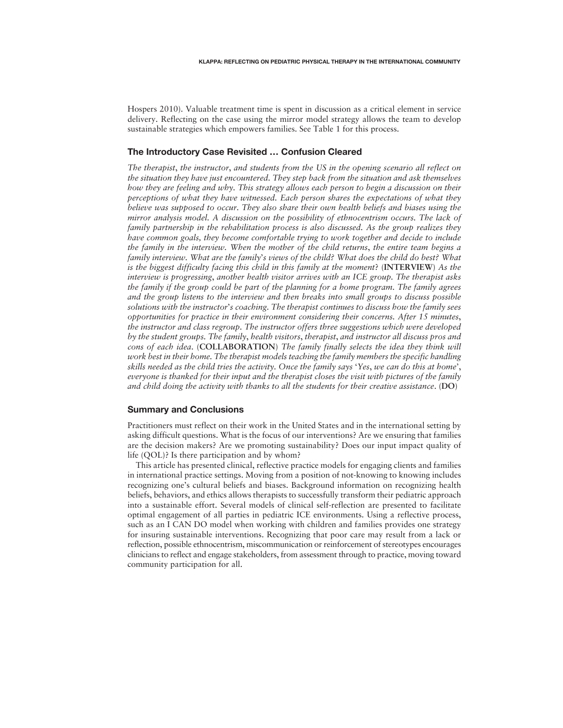Hospers 2010). Valuable treatment time is spent in discussion as a critical element in service delivery. Reflecting on the case using the mirror model strategy allows the team to develop sustainable strategies which empowers families. See Table 1 for this process.

### The Introductory Case Revisited … Confusion Cleared

*The therapist, the instructor, and students from the US in the opening scenario all reflect on the situation they have just encountered. They step back from the situation and ask themselves how they are feeling and why. This strategy allows each person to begin a discussion on their perceptions of what they have witnessed. Each person shares the expectations of what they believe was supposed to occur. They also share their own health beliefs and biases using the mirror analysis model. A discussion on the possibility of ethnocentrism occurs. The lack of family partnership in the rehabilitation process is also discussed. As the group realizes they have common goals, they become comfortable trying to work together and decide to include the family in the interview. When the mother of the child returns, the entire team begins a family interview. What are the family's views of the child? What does the child do best? What is the biggest difficulty facing this child in this family at the moment?* (**INTERVIEW**) *As the interview is progressing, another health visitor arrives with an ICE group. The therapist asks the family if the group could be part of the planning for a home program. The family agrees and the group listens to the interview and then breaks into small groups to discuss possible solutions with the instructor's coaching. The therapist continues to discuss how the family sees opportunities for practice in their environment considering their concerns. After 15 minutes, the instructor and class regroup. The instructor offers three suggestions which were developed by the student groups. The family, health visitors, therapist, and instructor all discuss pros and cons of each idea.* (**COLLABORATION**) *The family finally selects the idea they think will work best in their home. The therapist models teaching the family members the specific handling skills needed as the child tries the activity. Once the family says 'Yes, we can do this at home', everyone is thanked for their input and the therapist closes the visit with pictures of the family and child doing the activity with thanks to all the students for their creative assistance.* (**DO**)

### Summary and Conclusions

Practitioners must reflect on their work in the United States and in the international setting by asking difficult questions. What is the focus of our interventions? Are we ensuring that families are the decision makers? Are we promoting sustainability? Does our input impact quality of life (QOL)? Is there participation and by whom?

This article has presented clinical, reflective practice models for engaging clients and families in international practice settings. Moving from a position of not-knowing to knowing includes recognizing one's cultural beliefs and biases. Background information on recognizing health beliefs, behaviors, and ethics allows therapists to successfully transform their pediatric approach into a sustainable effort. Several models of clinical self-reflection are presented to facilitate optimal engagement of all parties in pediatric ICE environments. Using a reflective process, such as an I CAN DO model when working with children and families provides one strategy for insuring sustainable interventions. Recognizing that poor care may result from a lack or reflection, possible ethnocentrism, miscommunication or reinforcement of stereotypes encourages clinicians to reflect and engage stakeholders, from assessment through to practice, moving toward community participation for all.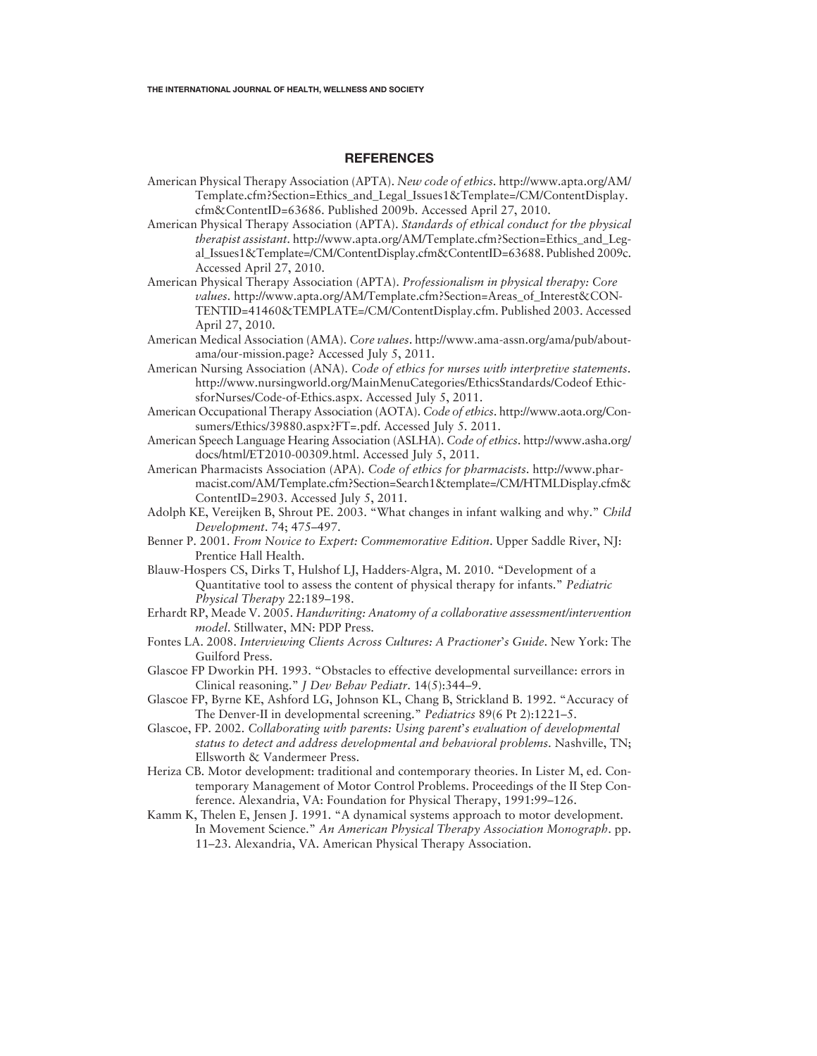## REFERENCES

American Physical Therapy Association (APTA). *New code of ethics*. http://www.apta.org/AM/Template.cfm?Section=Ethics_and_Legal_Issues1&Template=/CM/ContentDisplay.cfm&ContentID=63686. Published 2009b. Accessed April 27, 2010.

American Physical Therapy Association (APTA). *Standards of ethical conduct for the physical therapist assistant*. http://www.apta.org/AM/Template.cfm?Section=Ethics_and_Legal_Issues1&Template=/CM/ContentDisplay.cfm&ContentID=63688. Published 2009c. Accessed April 27, 2010.

American Physical Therapy Association (APTA). *Professionalism in physical therapy: Core values*. http://www.apta.org/AM/Template.cfm?Section=Areas_of_Interest&CONTENTID=41460&TEMPLATE=/CM/ContentDisplay.cfm. Published 2003. Accessed April 27, 2010.

American Medical Association (AMA). *Core values*. http://www.ama-assn.org/ama/pub/about-ama/our-mission.page? Accessed July 5, 2011.

American Nursing Association (ANA). *Code of ethics for nurses with interpretive statements*. http://www.nursingworld.org/MainMenuCategories/EthicsStandards/Codeof EthicsforNurses/Code-of-Ethics.aspx. Accessed July 5, 2011.

American Occupational Therapy Association (AOTA). *Code of ethics*. http://www.aota.org/Consumers/Ethics/39880.aspx?FT=.pdf. Accessed July 5. 2011.

American Speech Language Hearing Association (ASLHA). *Code of ethics*. http://www.asha.org/docs/html/ET2010-00309.html. Accessed July 5, 2011.

American Pharmacists Association (APA). *Code of ethics for pharmacists*. http://www.pharmacist.com/AM/Template.cfm?Section=Search1&template=/CM/HTMLDisplay.cfm&ContentID=2903. Accessed July 5, 2011.

Adolph KE, Vereijken B, Shrout PE. 2003. "What changes in infant walking and why." *Child Development*. 74; 475–497.

Benner P. 2001. *From Novice to Expert: Commemorative Edition*. Upper Saddle River, NJ: Prentice Hall Health.

Blauw-Hospers CS, Dirks T, Hulshof LJ, Hadders-Algra, M. 2010. "Development of a Quantitative tool to assess the content of physical therapy for infants." *Pediatric Physical Therapy* 22:189–198.

Erhardt RP, Meade V. 2005. *Handwriting: Anatomy of a collaborative assessment/intervention model*. Stillwater, MN: PDP Press.

Fontes LA. 2008. *Interviewing Clients Across Cultures: A Practioner's Guide*. New York: The Guilford Press.

Glascoe FP Dworkin PH. 1993. "Obstacles to effective developmental surveillance: errors in Clinical reasoning." *J Dev Behav Pediatr*. 14(5):344–9.

Glascoe FP, Byrne KE, Ashford LG, Johnson KL, Chang B, Strickland B. 1992. "Accuracy of The Denver-II in developmental screening." *Pediatrics* 89(6 Pt 2):1221–5.

Glascoe, FP. 2002. *Collaborating with parents: Using parent's evaluation of developmental status to detect and address developmental and behavioral problems*. Nashville, TN; Ellsworth & Vandermeer Press.

Heriza CB. Motor development: traditional and contemporary theories. In Lister M, ed. Contemporary Management of Motor Control Problems. Proceedings of the II Step Conference. Alexandria, VA: Foundation for Physical Therapy, 1991:99–126.

Kamm K, Thelen E, Jensen J. 1991. "A dynamical systems approach to motor development. In Movement Science." *An American Physical Therapy Association Monograph*. pp. 11–23. Alexandria, VA. American Physical Therapy Association.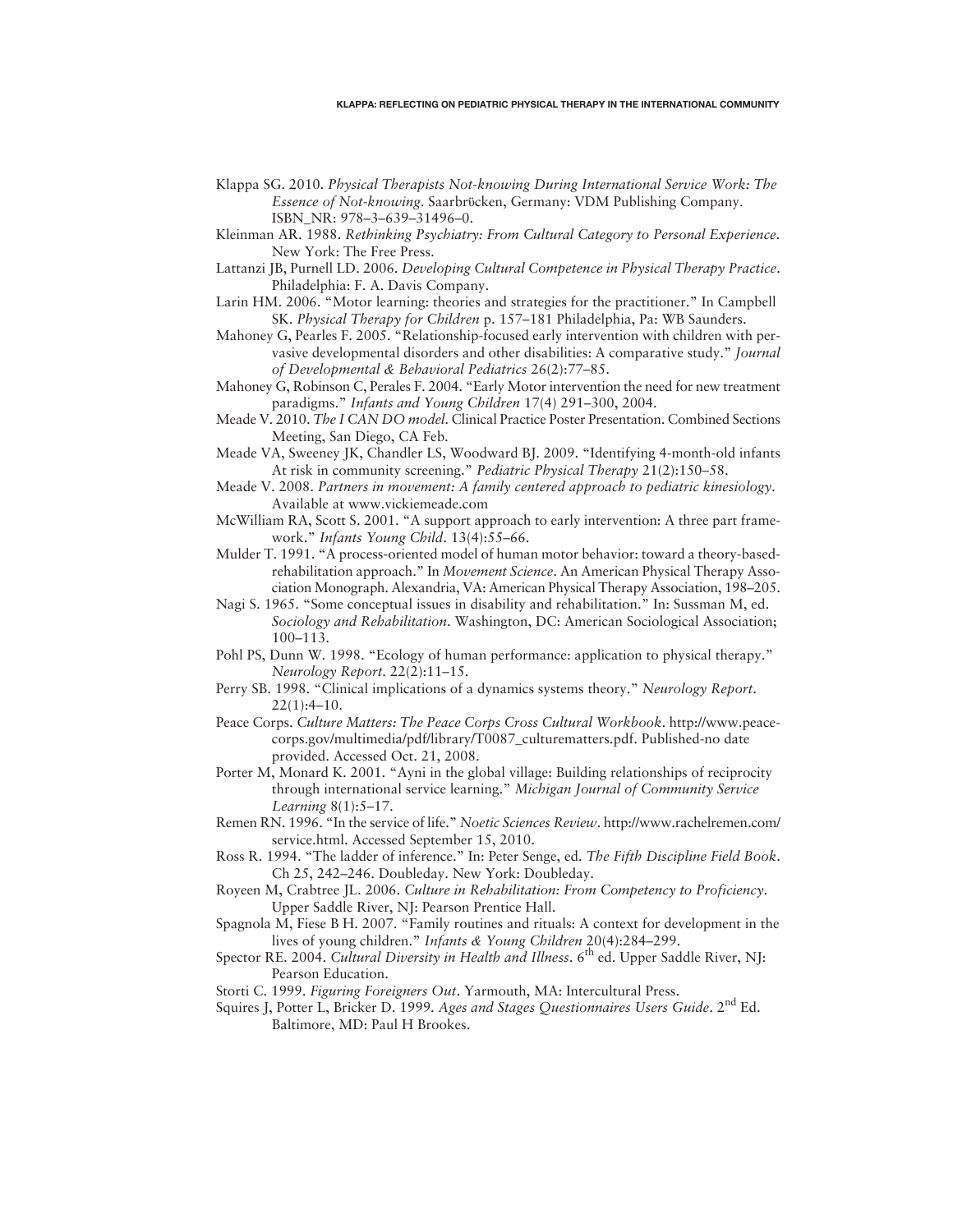Klappa SG. 2010. *Physical Therapists Not-knowing During International Service Work: The Essence of Not-knowing*. Saarbrücken, Germany: VDM Publishing Company. ISBN_NR: 978–3–639–31496–0.

Kleinman AR. 1988. *Rethinking Psychiatry: From Cultural Category to Personal Experience*. New York: The Free Press.

Lattanzi JB, Purnell LD. 2006. *Developing Cultural Competence in Physical Therapy Practice*. Philadelphia: F. A. Davis Company.

Larin HM. 2006. "Motor learning: theories and strategies for the practitioner." In Campbell SK. *Physical Therapy for Children* p. 157–181 Philadelphia, Pa: WB Saunders.

Mahoney G, Pearles F. 2005. "Relationship-focused early intervention with children with pervasive developmental disorders and other disabilities: A comparative study." *Journal of Developmental & Behavioral Pediatrics* 26(2):77–85.

Mahoney G, Robinson C, Perales F. 2004. "Early Motor intervention the need for new treatment paradigms." *Infants and Young Children* 17(4) 291–300, 2004.

Meade V. 2010. *The I CAN DO model*. Clinical Practice Poster Presentation. Combined Sections Meeting, San Diego, CA Feb.

Meade VA, Sweeney JK, Chandler LS, Woodward BJ. 2009. "Identifying 4-month-old infants At risk in community screening." *Pediatric Physical Therapy* 21(2):150–58.

Meade V. 2008. *Partners in movement: A family centered approach to pediatric kinesiology*. Available at www.vickiemeade.com

McWilliam RA, Scott S. 2001. "A support approach to early intervention: A three part framework." *Infants Young Child*. 13(4):55–66.

Mulder T. 1991. "A process-oriented model of human motor behavior: toward a theory-based-rehabilitation approach." In *Movement Science*. An American Physical Therapy Association Monograph. Alexandria, VA: American Physical Therapy Association, 198–205.

Nagi S. 1965. "Some conceptual issues in disability and rehabilitation." In: Sussman M, ed. *Sociology and Rehabilitation*. Washington, DC: American Sociological Association; 100–113.

Pohl PS, Dunn W. 1998. "Ecology of human performance: application to physical therapy." *Neurology Report*. 22(2):11–15.

Perry SB. 1998. "Clinical implications of a dynamics systems theory." *Neurology Report*. 22(1):4–10.

Peace Corps. *Culture Matters: The Peace Corps Cross Cultural Workbook*. http://www.peacecorps.gov/multimedia/pdf/library/T0087_culturematters.pdf. Published-no date provided. Accessed Oct. 21, 2008.

Porter M, Monard K. 2001. "Ayni in the global village: Building relationships of reciprocity through international service learning." *Michigan Journal of Community Service Learning* 8(1):5–17.

Remen RN. 1996. "In the service of life." *Noetic Sciences Review*. http://www.rachelremen.com/service.html. Accessed September 15, 2010.

Ross R. 1994. "The ladder of inference." In: Peter Senge, ed. *The Fifth Discipline Field Book*. Ch 25, 242–246. Doubleday. New York: Doubleday.

Royeen M, Crabtree JL. 2006. *Culture in Rehabilitation: From Competency to Proficiency*. Upper Saddle River, NJ: Pearson Prentice Hall.

Spagnola M, Fiese B H. 2007. "Family routines and rituals: A context for development in the lives of young children." *Infants & Young Children* 20(4):284–299.

Spector RE. 2004. *Cultural Diversity in Health and Illness*. 6th ed. Upper Saddle River, NJ: Pearson Education.

Storti C. 1999. *Figuring Foreigners Out*. Yarmouth, MA: Intercultural Press.

Squires J, Potter L, Bricker D. 1999. *Ages and Stages Questionnaires Users Guide*. 2nd Ed. Baltimore, MD: Paul H Brookes.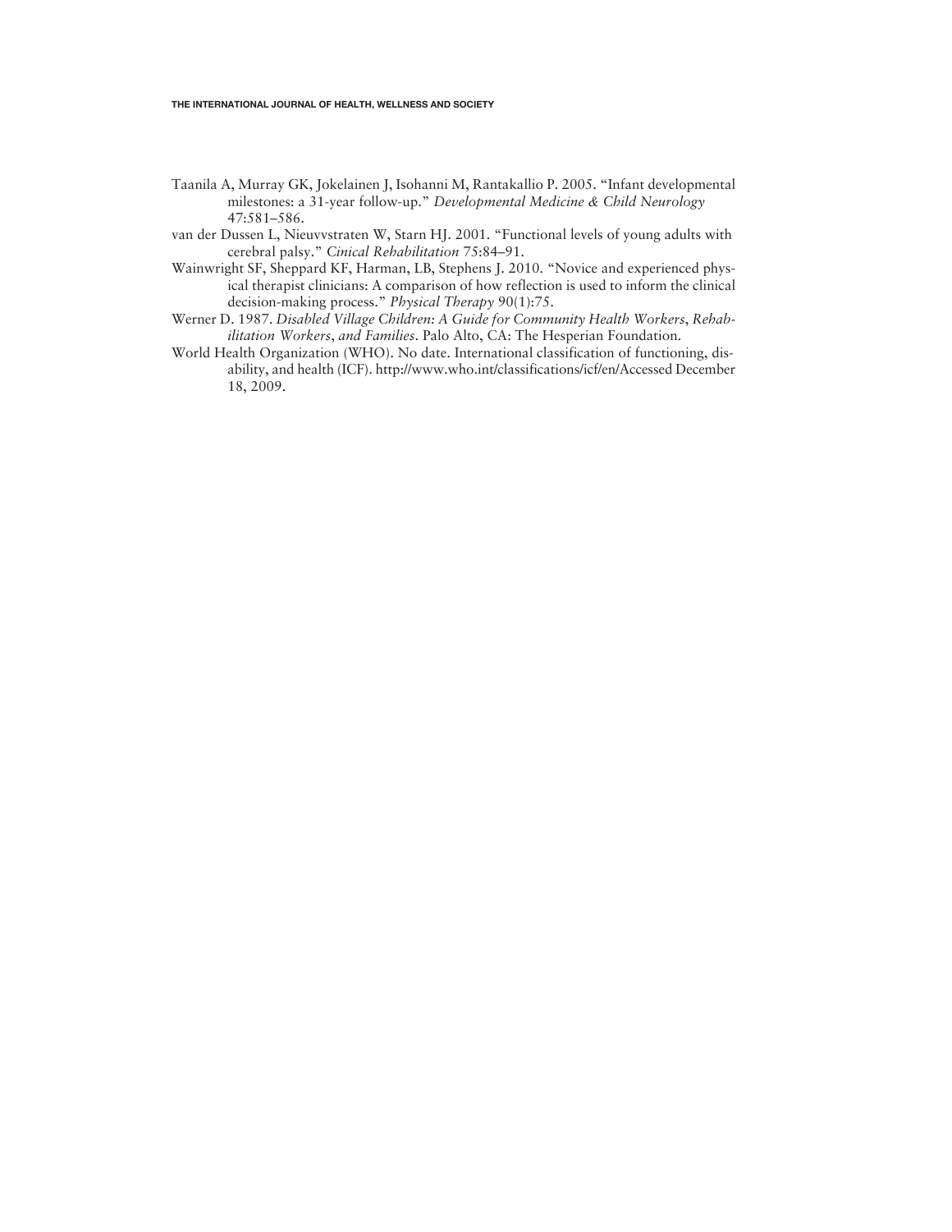Taanila A, Murray GK, Jokelainen J, Isohanni M, Rantakallio P. 2005. "Infant developmental milestones: a 31-year follow-up." *Developmental Medicine & Child Neurology* 47:581–586.

van der Dussen L, Nieuvvstraten W, Starn HJ. 2001. "Functional levels of young adults with cerebral palsy." *Cinical Rehabilitation* 75:84–91.

Wainwright SF, Sheppard KF, Harman, LB, Stephens J. 2010. "Novice and experienced physical therapist clinicians: A comparison of how reflection is used to inform the clinical decision-making process." *Physical Therapy* 90(1):75.

Werner D. 1987. *Disabled Village Children: A Guide for Community Health Workers, Rehabilitation Workers, and Families*. Palo Alto, CA: The Hesperian Foundation.

World Health Organization (WHO). No date. International classification of functioning, disability, and health (ICF). http://www.who.int/classifications/icf/en/Accessed December 18, 2009.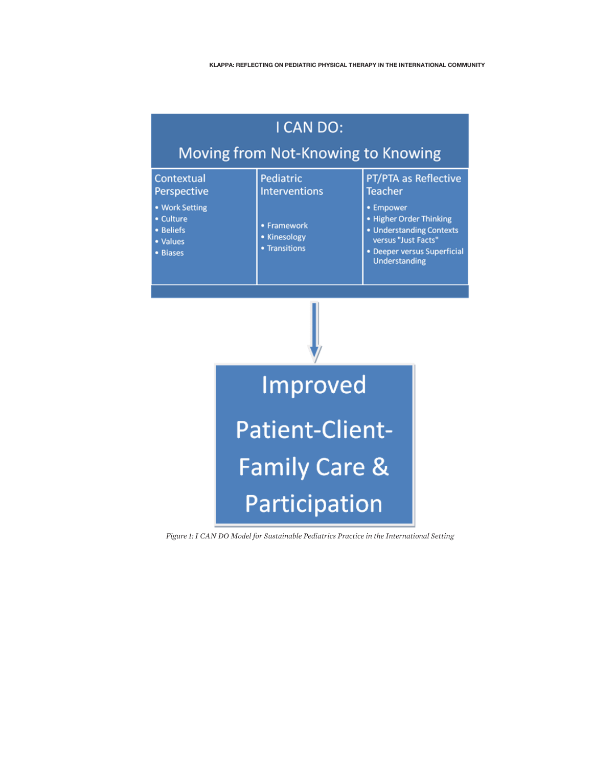I CAN DO:

Moving from Not-Knowing to Knowing

| Contextual Perspective | Pediatric Interventions | PT/PTA as Reflective Teacher |
| --- | --- | --- |
| • Work Setting<br>• Culture<br>• Beliefs<br>• Values<br>• Biases | • Framework<br>• Kinesology<br>• Transitions | • Empower<br>• Higher Order Thinking<br>• Understanding Contexts versus "Just Facts"<br>• Deeper versus Superficial Understanding |

↓

Improved Patient-Client-Family Care & Participation

*Figure 1: I CAN DO Model for Sustainable Pediatrics Practice in the International Setting*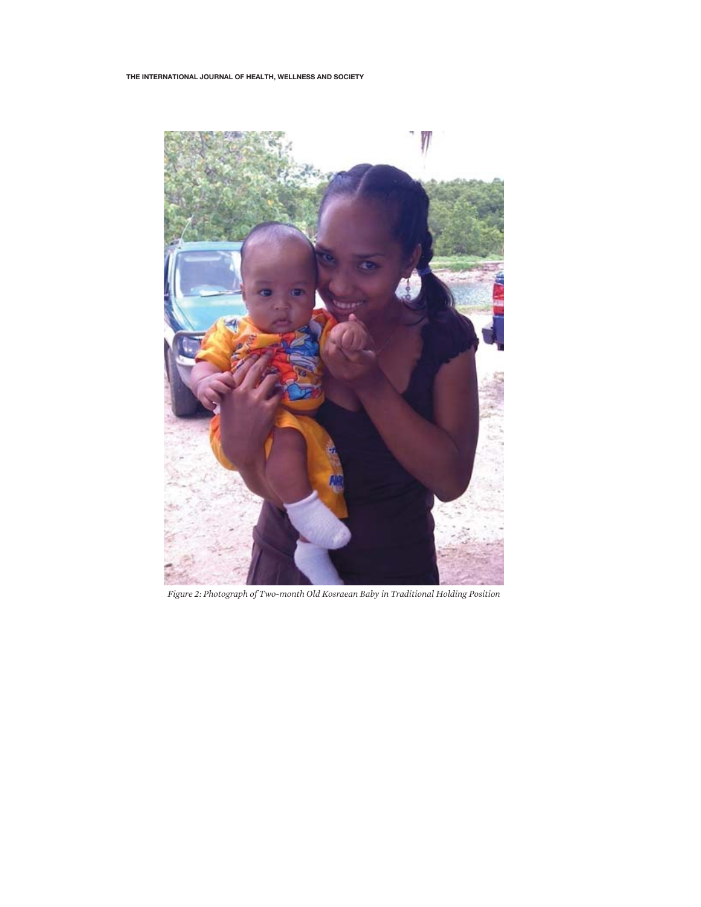*Figure 2: Photograph of Two-month Old Kosraean Baby in Traditional Holding Position*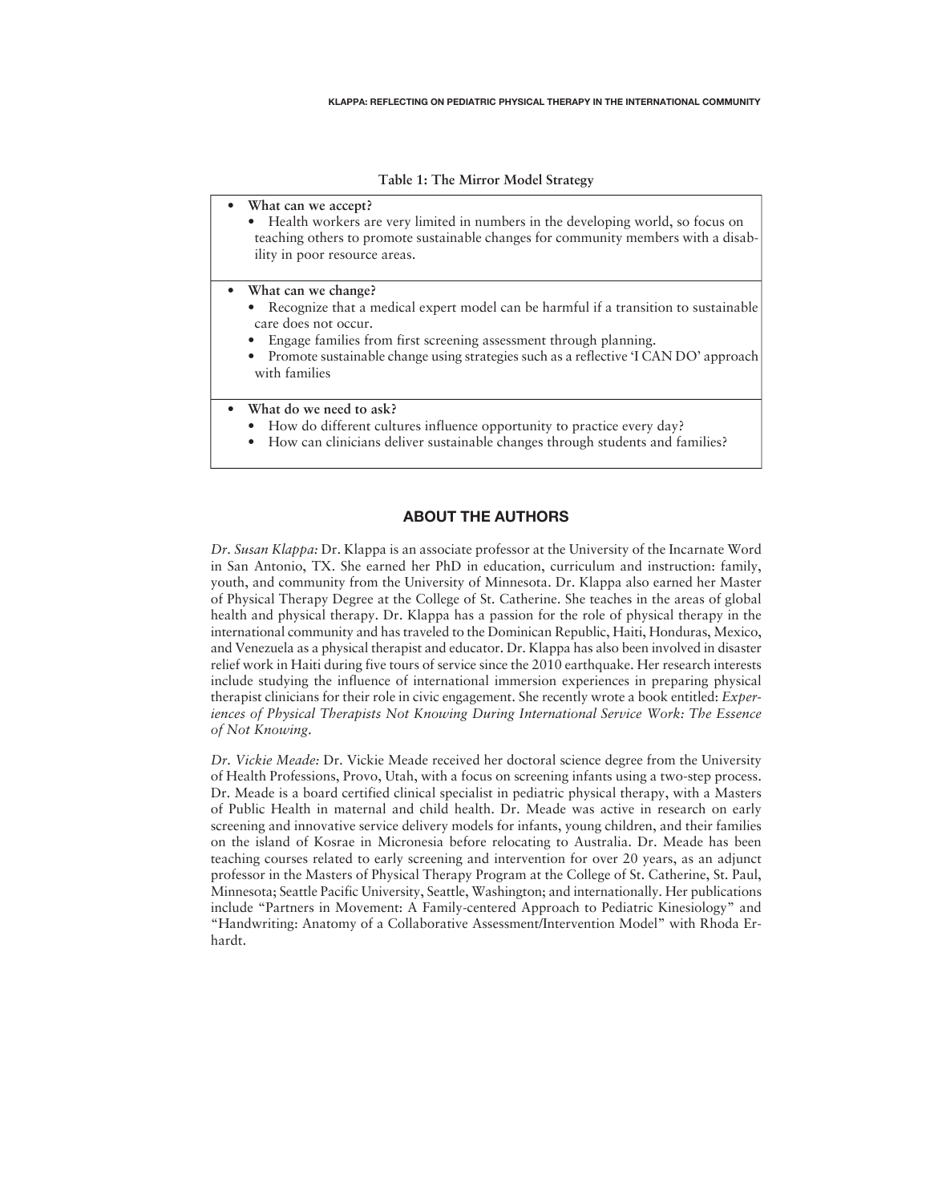**Table 1: The Mirror Model Strategy**

- **What can we accept?**
  - Health workers are very limited in numbers in the developing world, so focus on teaching others to promote sustainable changes for community members with a disability in poor resource areas.

- **What can we change?**
  - Recognize that a medical expert model can be harmful if a transition to sustainable care does not occur.
  - Engage families from first screening assessment through planning.
  - Promote sustainable change using strategies such as a reflective 'I CAN DO' approach with families

- **What do we need to ask?**
  - How do different cultures influence opportunity to practice every day?
  - How can clinicians deliver sustainable changes through students and families?

## ABOUT THE AUTHORS

*Dr. Susan Klappa:* Dr. Klappa is an associate professor at the University of the Incarnate Word in San Antonio, TX. She earned her PhD in education, curriculum and instruction: family, youth, and community from the University of Minnesota. Dr. Klappa also earned her Master of Physical Therapy Degree at the College of St. Catherine. She teaches in the areas of global health and physical therapy. Dr. Klappa has a passion for the role of physical therapy in the international community and has traveled to the Dominican Republic, Haiti, Honduras, Mexico, and Venezuela as a physical therapist and educator. Dr. Klappa has also been involved in disaster relief work in Haiti during five tours of service since the 2010 earthquake. Her research interests include studying the influence of international immersion experiences in preparing physical therapist clinicians for their role in civic engagement. She recently wrote a book entitled: *Experiences of Physical Therapists Not Knowing During International Service Work: The Essence of Not Knowing*.

*Dr. Vickie Meade:* Dr. Vickie Meade received her doctoral science degree from the University of Health Professions, Provo, Utah, with a focus on screening infants using a two-step process. Dr. Meade is a board certified clinical specialist in pediatric physical therapy, with a Masters of Public Health in maternal and child health. Dr. Meade was active in research on early screening and innovative service delivery models for infants, young children, and their families on the island of Kosrae in Micronesia before relocating to Australia. Dr. Meade has been teaching courses related to early screening and intervention for over 20 years, as an adjunct professor in the Masters of Physical Therapy Program at the College of St. Catherine, St. Paul, Minnesota; Seattle Pacific University, Seattle, Washington; and internationally. Her publications include "Partners in Movement: A Family-centered Approach to Pediatric Kinesiology" and "Handwriting: Anatomy of a Collaborative Assessment/Intervention Model" with Rhoda Erhardt.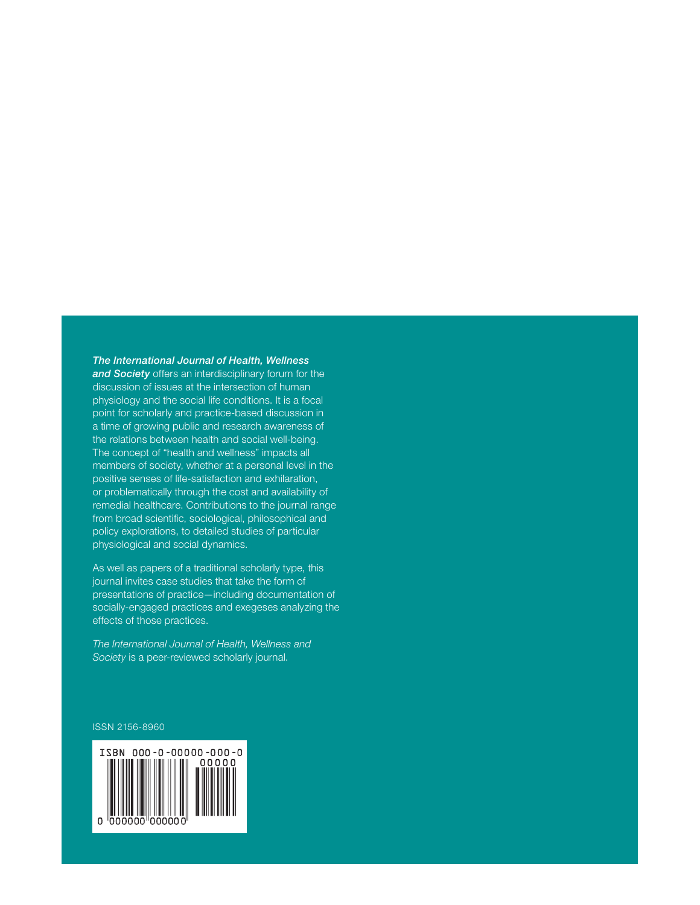***The International Journal of Health, Wellness and Society*** offers an interdisciplinary forum for the discussion of issues at the intersection of human physiology and the social life conditions. It is a focal point for scholarly and practice-based discussion in a time of growing public and research awareness of the relations between health and social well-being. The concept of "health and wellness" impacts all members of society, whether at a personal level in the positive senses of life-satisfaction and exhilaration, or problematically through the cost and availability of remedial healthcare. Contributions to the journal range from broad scientific, sociological, philosophical and policy explorations, to detailed studies of particular physiological and social dynamics.

As well as papers of a traditional scholarly type, this journal invites case studies that take the form of presentations of practice—including documentation of socially-engaged practices and exegeses analyzing the effects of those practices.

*The International Journal of Health, Wellness and Society* is a peer-reviewed scholarly journal.

ISSN 2156-8960

ISBN 000-0-00000-000-0

00000

0 000000 000000